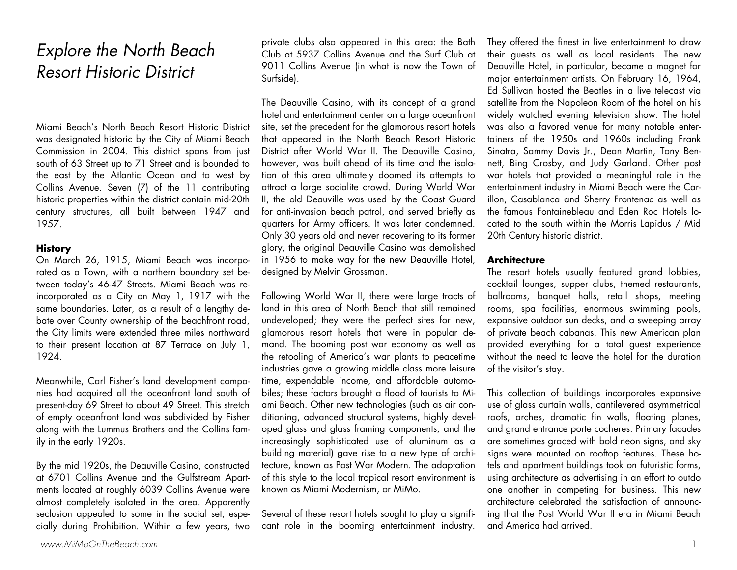# *Explore the North Beach Resort Historic District*

Miami Beach's North Beach Resort Historic District was designated historic by the City of Miami Beach Commission in 2004. This district spans from just south of 63 Street up to 71 Street and is bounded to the east by the Atlantic Ocean and to west by Collins Avenue. Seven (7) of the 11 contributing historic properties within the district contain mid-20th century structures, all built between 1947 and 1957.

**History**

On March 26, 1915, Miami Beach was incorporated as a Town, with a northern boundary set between today's 46-47 Streets. Miami Beach was re-incorporated as a City on May 1, 1917 with the same boundaries. Later, as a result of a lengthy debate over County ownership of the beachfront road, the City limits were extended three miles northward to their present location at 87 Terrace on July 1, 1924.

Meanwhile, Carl Fisher's land development companies had acquired all the oceanfront land south of present-day 69 Street to about 49 Street. This stretch of empty oceanfront land was subdivided by Fisher along with the Lummus Brothers and the Collins family in the early 1920s.

By the mid 1920s, the Deauville Casino, constructed at 6701 Collins Avenue and the Gulfstream Apartments located at roughly 6039 Collins Avenue were almost completely isolated in the area. Apparently seclusion appealed to some in the social set, especially during Prohibition. Within a few years, two private clubs also appeared in this area: the Bath Club at 5937 Collins Avenue and the Surf Club at 9011 Collins Avenue (in what is now the Town of Surfside).

The Deauville Casino, with its concept of a grand hotel and entertainment center on a large oceanfront site, set the precedent for the glamorous resort hotels that appeared in the North Beach Resort Historic District after World War II. The Deauville Casino, however, was built ahead of its time and the isolation of this area ultimately doomed its attempts to attract a large socialite crowd. During World War II, the old Deauville was used by the Coast Guard for anti-invasion beach patrol, and served briefly as quarters for Army officers. It was later condemned. Only 30 years old and never recovering to its former glory, the original Deauville Casino was demolished in 1956 to make way for the new Deauville Hotel, designed by Melvin Grossman.

Following World War II, there were large tracts of land in this area of North Beach that still remained undeveloped; they were the perfect sites for new, glamorous resort hotels that were in popular demand. The booming post war economy as well as the retooling of America's war plants to peacetime industries gave a growing middle class more leisure time, expendable income, and affordable automobiles; these factors brought a flood of tourists to Miami Beach. Other new technologies (such as air conditioning, advanced structural systems, highly developed glass and glass framing components, and the increasingly sophisticated use of aluminum as a building material) gave rise to a new type of architecture, known as Post War Modern. The adaptation of this style to the local tropical resort environment is known as Miami Modernism, or MiMo.

Several of these resort hotels sought to play a significant role in the booming entertainment industry. They offered the finest in live entertainment to draw their guests as well as local residents. The new Deauville Hotel, in particular, became a magnet for major entertainment artists. On February 16, 1964, Ed Sullivan hosted the Beatles in a live telecast via satellite from the Napoleon Room of the hotel on his widely watched evening television show. The hotel was also a favored venue for many notable entertainers of the 1950s and 1960s including Frank Sinatra, Sammy Davis Jr., Dean Martin, Tony Bennett, Bing Crosby, and Judy Garland. Other post war hotels that provided a meaningful role in the entertainment industry in Miami Beach were the Carillon, Casablanca and Sherry Frontenac as well as the famous Fontainebleau and Eden Roc Hotels located to the south within the Morris Lapidus / Mid 20th Century historic district.

**Architecture**

The resort hotels usually featured grand lobbies, cocktail lounges, supper clubs, themed restaurants, ballrooms, banquet halls, retail shops, meeting rooms, spa facilities, enormous swimming pools, expansive outdoor sun decks, and a sweeping array of private beach cabanas. This new American plan provided everything for a total guest experience without the need to leave the hotel for the duration of the visitor's stay.

This collection of buildings incorporates expansive use of glass curtain walls, cantilevered asymmetrical roofs, arches, dramatic fin walls, floating planes, and grand entrance porte cocheres. Primary facades are sometimes graced with bold neon signs, and sky signs were mounted on rooftop features. These hotels and apartment buildings took on futuristic forms, using architecture as advertising in an effort to outdo one another in competing for business. This new architecture celebrated the satisfaction of announcing that the Post World War II era in Miami Beach and America had arrived.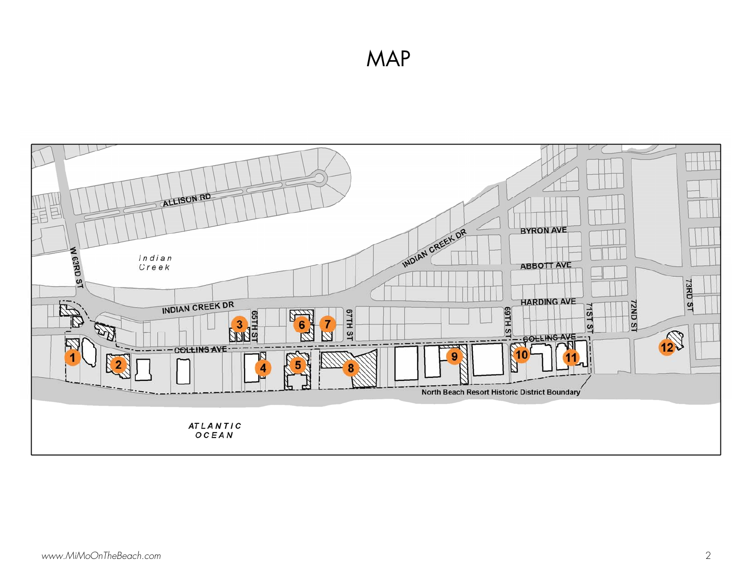# MAP

ALLISON RD

W 63RD ST

Indian Creek

INDIAN CREEK DR

BYRON AVE

ABBOTT AVE

HARDING AVE

COLLINS AVE

65TH ST

67TH ST

69TH ST

71ST ST

72ND ST

73RD ST

1 2 3 4 5 6 7 8 9 10 11 12

North Beach Resort Historic District Boundary

ATLANTIC OCEAN

www.MiMoOnTheBeach.com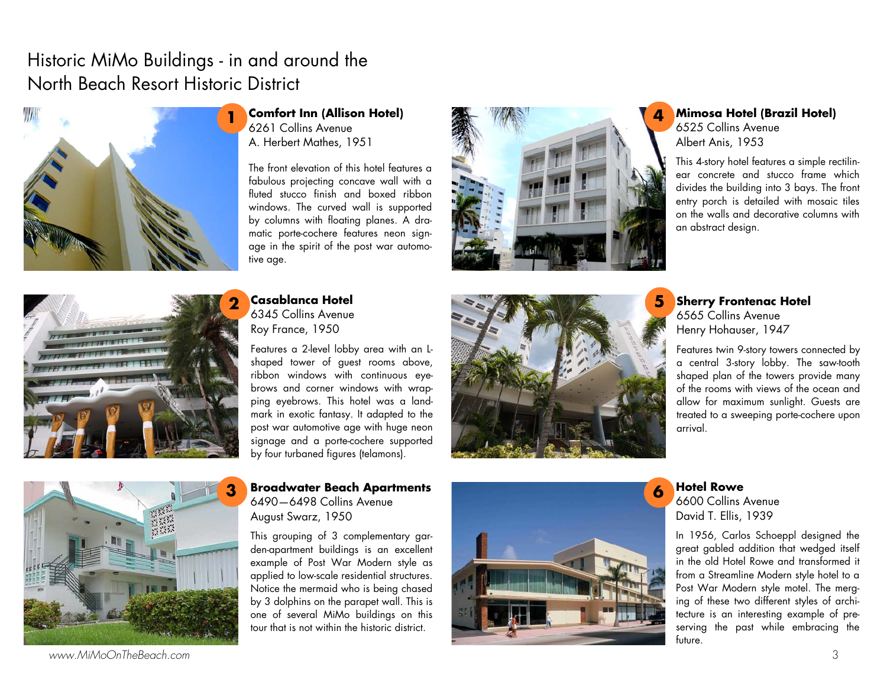# Historic MiMo Buildings - in and around the North Beach Resort Historic District

## 1 Comfort Inn (Allison Hotel)

6261 Collins Avenue
A. Herbert Mathes, 1951

The front elevation of this hotel features a fabulous projecting concave wall with a fluted stucco finish and boxed ribbon windows. The curved wall is supported by columns with floating planes. A dramatic porte-cochere features neon signage in the spirit of the post war automotive age.

## 2 Casablanca Hotel

6345 Collins Avenue
Roy France, 1950

Features a 2-level lobby area with an L-shaped tower of guest rooms above, ribbon windows with continuous eyebrows and corner windows with wrapping eyebrows. This hotel was a landmark in exotic fantasy. It adapted to the post war automotive age with huge neon signage and a porte-cochere supported by four turbaned figures (telamons).

## 3 Broadwater Beach Apartments

6490—6498 Collins Avenue
August Swarz, 1950

This grouping of 3 complementary garden-apartment buildings is an excellent example of Post War Modern style as applied to low-scale residential structures. Notice the mermaid who is being chased by 3 dolphins on the parapet wall. This is one of several MiMo buildings on this tour that is not within the historic district.

## 4 Mimosa Hotel (Brazil Hotel)

6525 Collins Avenue
Albert Anis, 1953

This 4-story hotel features a simple rectilinear concrete and stucco frame which divides the building into 3 bays. The front entry porch is detailed with mosaic tiles on the walls and decorative columns with an abstract design.

## 5 Sherry Frontenac Hotel

6565 Collins Avenue
Henry Hohauser, 1947

Features twin 9-story towers connected by a central 3-story lobby. The saw-tooth shaped plan of the towers provide many of the rooms with views of the ocean and allow for maximum sunlight. Guests are treated to a sweeping porte-cochere upon arrival.

## 6 Hotel Rowe

6600 Collins Avenue
David T. Ellis, 1939

In 1956, Carlos Schoeppl designed the great gabled addition that wedged itself in the old Hotel Rowe and transformed it from a Streamline Modern style hotel to a Post War Modern style motel. The merging of these two different styles of architecture is an interesting example of preserving the past while embracing the future.

*www.MiMoOnTheBeach.com*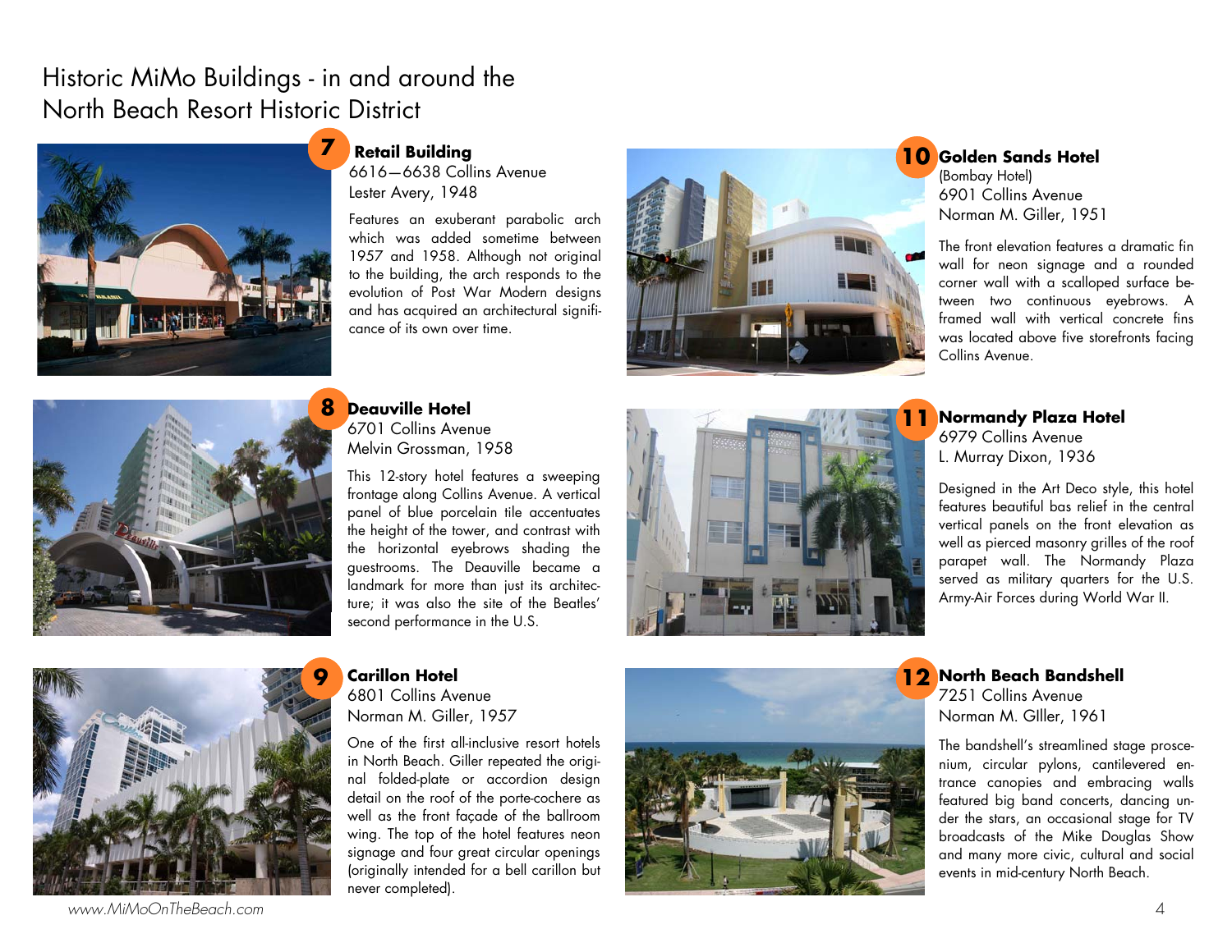# Historic MiMo Buildings - in and around the North Beach Resort Historic District

## 7 Retail Building

6616—6638 Collins Avenue
Lester Avery, 1948

Features an exuberant parabolic arch which was added sometime between 1957 and 1958. Although not original to the building, the arch responds to the evolution of Post War Modern designs and has acquired an architectural significance of its own over time.

## 8 Deauville Hotel

6701 Collins Avenue
Melvin Grossman, 1958

This 12-story hotel features a sweeping frontage along Collins Avenue. A vertical panel of blue porcelain tile accentuates the height of the tower, and contrast with the horizontal eyebrows shading the guestrooms. The Deauville became a landmark for more than just its architecture; it was also the site of the Beatles' second performance in the U.S.

## 9 Carillon Hotel

6801 Collins Avenue
Norman M. Giller, 1957

One of the first all-inclusive resort hotels in North Beach. Giller repeated the original folded-plate or accordion design detail on the roof of the porte-cochere as well as the front façade of the ballroom wing. The top of the hotel features neon signage and four great circular openings (originally intended for a bell carillon but never completed).

## 10 Golden Sands Hotel

(Bombay Hotel)
6901 Collins Avenue
Norman M. Giller, 1951

The front elevation features a dramatic fin wall for neon signage and a rounded corner wall with a scalloped surface between two continuous eyebrows. A framed wall with vertical concrete fins was located above five storefronts facing Collins Avenue.

## 11 Normandy Plaza Hotel

6979 Collins Avenue
L. Murray Dixon, 1936

Designed in the Art Deco style, this hotel features beautiful bas relief in the central vertical panels on the front elevation as well as pierced masonry grilles of the roof parapet wall. The Normandy Plaza served as military quarters for the U.S. Army-Air Forces during World War II.

## 12 North Beach Bandshell

7251 Collins Avenue
Norman M. GIller, 1961

The bandshell's streamlined stage proscenium, circular pylons, cantilevered entrance canopies and embracing walls featured big band concerts, dancing under the stars, an occasional stage for TV broadcasts of the Mike Douglas Show and many more civic, cultural and social events in mid-century North Beach.

*www.MiMoOnTheBeach.com*